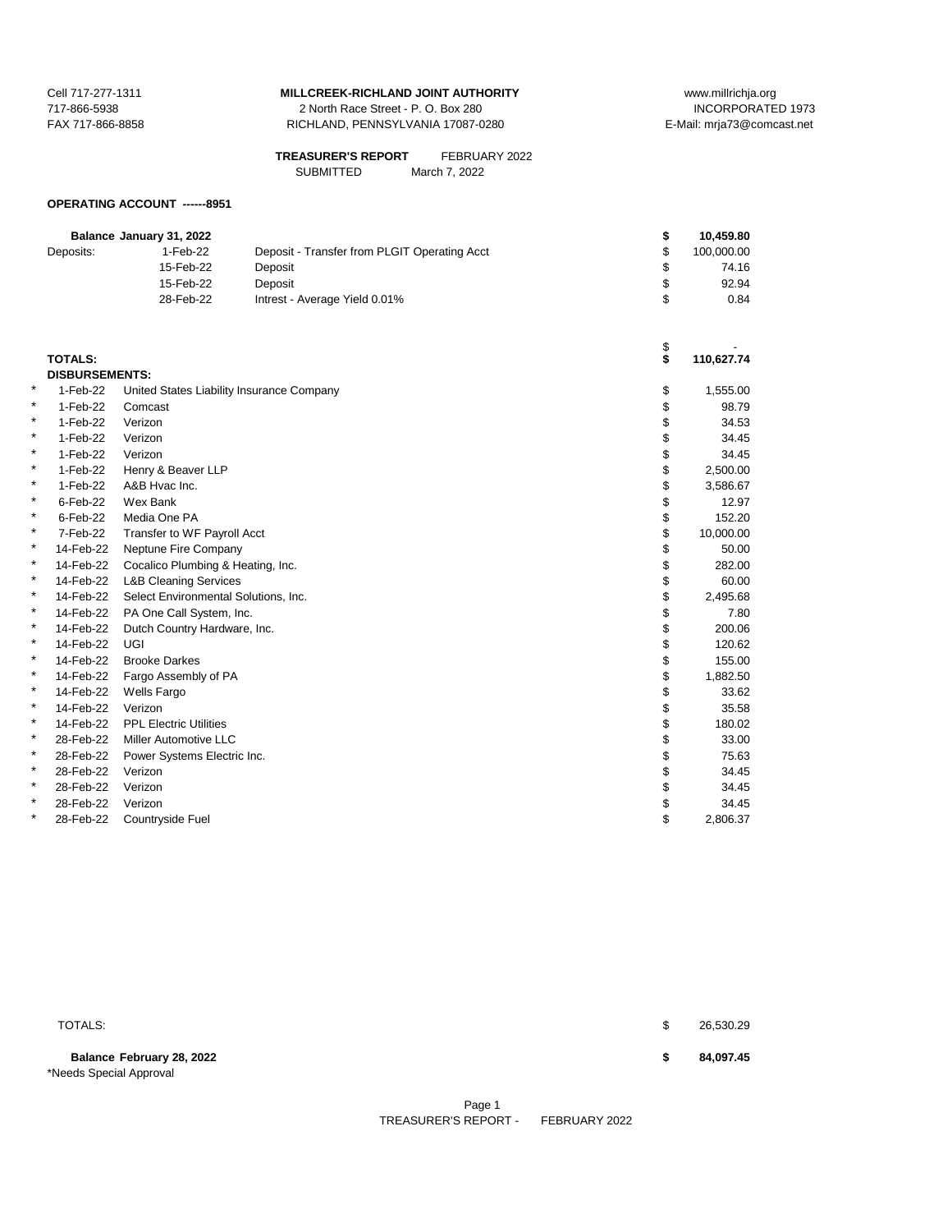Cell 717-277-1311
717-866-5938
FAX 717-866-8858

**MILLCREEK-RICHLAND JOINT AUTHORITY**
2 North Race Street - P. O. Box 280
RICHLAND, PENNSYLVANIA 17087-0280

www.millrichja.org
INCORPORATED 1973
E-Mail: mrja73@comcast.net

**TREASURER'S REPORT** FEBRUARY 2022
SUBMITTED March 7, 2022

**OPERATING ACCOUNT ------8951**

| | | | | |
|---|---|---|---|---|
| **Balance January 31, 2022** | | | **$** | **10,459.80** |
| Deposits: | 1-Feb-22 | Deposit - Transfer from PLGIT Operating Acct | $ | 100,000.00 |
| | 15-Feb-22 | Deposit | $ | 74.16 |
| | 15-Feb-22 | Deposit | $ | 92.94 |
| | 28-Feb-22 | Intrest - Average Yield 0.01% | $ | 0.84 |
| | | | $ | - |
| **TOTALS:** | | | **$** | **110,627.74** |

**DISBURSEMENTS:**

| | Date | Payee | | Amount |
|---|---|---|---|---|
| * | 1-Feb-22 | United States Liability Insurance Company | $ | 1,555.00 |
| * | 1-Feb-22 | Comcast | $ | 98.79 |
| * | 1-Feb-22 | Verizon | $ | 34.53 |
| * | 1-Feb-22 | Verizon | $ | 34.45 |
| * | 1-Feb-22 | Verizon | $ | 34.45 |
| * | 1-Feb-22 | Henry & Beaver LLP | $ | 2,500.00 |
| * | 1-Feb-22 | A&B Hvac Inc. | $ | 3,586.67 |
| * | 6-Feb-22 | Wex Bank | $ | 12.97 |
| * | 6-Feb-22 | Media One PA | $ | 152.20 |
| * | 7-Feb-22 | Transfer to WF Payroll Acct | $ | 10,000.00 |
| * | 14-Feb-22 | Neptune Fire Company | $ | 50.00 |
| * | 14-Feb-22 | Cocalico Plumbing & Heating, Inc. | $ | 282.00 |
| * | 14-Feb-22 | L&B Cleaning Services | $ | 60.00 |
| * | 14-Feb-22 | Select Environmental Solutions, Inc. | $ | 2,495.68 |
| * | 14-Feb-22 | PA One Call System, Inc. | $ | 7.80 |
| * | 14-Feb-22 | Dutch Country Hardware, Inc. | $ | 200.06 |
| * | 14-Feb-22 | UGI | $ | 120.62 |
| * | 14-Feb-22 | Brooke Darkes | $ | 155.00 |
| * | 14-Feb-22 | Fargo Assembly of PA | $ | 1,882.50 |
| * | 14-Feb-22 | Wells Fargo | $ | 33.62 |
| * | 14-Feb-22 | Verizon | $ | 35.58 |
| * | 14-Feb-22 | PPL Electric Utilities | $ | 180.02 |
| * | 28-Feb-22 | Miller Automotive LLC | $ | 33.00 |
| * | 28-Feb-22 | Power Systems Electric Inc. | $ | 75.63 |
| * | 28-Feb-22 | Verizon | $ | 34.45 |
| * | 28-Feb-22 | Verizon | $ | 34.45 |
| * | 28-Feb-22 | Verizon | $ | 34.45 |
| * | 28-Feb-22 | Countryside Fuel | $ | 2,806.37 |

| | | |
|---|---|---|
| TOTALS: | $ | 26,530.29 |
| **Balance February 28, 2022** | **$** | **84,097.45** |

*Needs Special Approval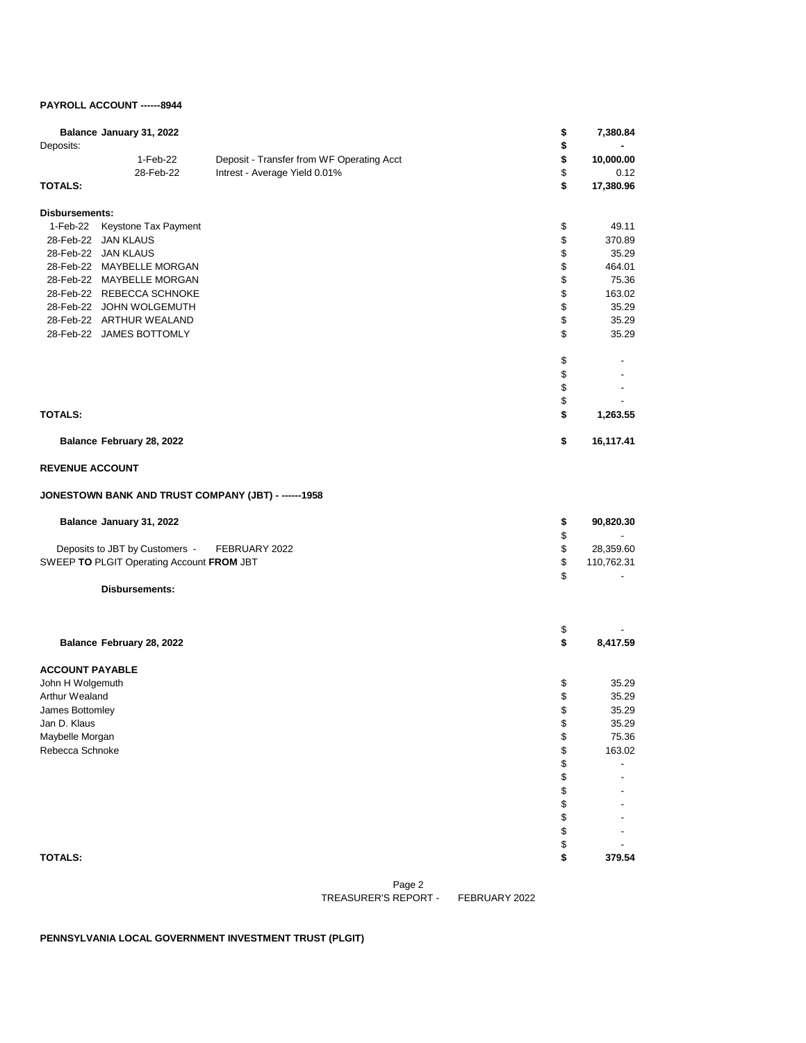**PAYROLL ACCOUNT ------8944**

| | | | |
|---|---|---|---|
| **Balance January 31, 2022** | | | **$ 7,380.84** |
| Deposits: | | | **$ -** |
| 1-Feb-22 | Deposit - Transfer from WF Operating Acct | | **$ 10,000.00** |
| 28-Feb-22 | Intrest - Average Yield 0.01% | | $ 0.12 |
| **TOTALS:** | | | **$ 17,380.96** |

**Disbursements:**

| | | |
|---|---|---|
| 1-Feb-22 | Keystone Tax Payment | $ 49.11 |
| 28-Feb-22 | JAN KLAUS | $ 370.89 |
| 28-Feb-22 | JAN KLAUS | $ 35.29 |
| 28-Feb-22 | MAYBELLE MORGAN | $ 464.01 |
| 28-Feb-22 | MAYBELLE MORGAN | $ 75.36 |
| 28-Feb-22 | REBECCA SCHNOKE | $ 163.02 |
| 28-Feb-22 | JOHN WOLGEMUTH | $ 35.29 |
| 28-Feb-22 | ARTHUR WEALAND | $ 35.29 |
| 28-Feb-22 | JAMES BOTTOMLY | $ 35.29 |
| | | $ - |
| | | $ - |
| | | $ - |
| | | $ - |
| **TOTALS:** | | **$ 1,263.55** |

| | |
|---|---|
| **Balance February 28, 2022** | **$ 16,117.41** |

**REVENUE ACCOUNT**

**JONESTOWN BANK AND TRUST COMPANY (JBT) - ------1958**

| | | |
|---|---|---|
| **Balance January 31, 2022** | | **$ 90,820.30** |
| | | $ - |
| Deposits to JBT by Customers - | FEBRUARY 2022 | $ 28,359.60 |
| SWEEP **TO** PLGIT Operating Account **FROM** JBT | | $ 110,762.31 |
| | | $ - |
| **Disbursements:** | | |
| | | $ - |
| **Balance February 28, 2022** | | **$ 8,417.59** |

**ACCOUNT PAYABLE**

| | |
|---|---|
| John H Wolgemuth | $ 35.29 |
| Arthur Wealand | $ 35.29 |
| James Bottomley | $ 35.29 |
| Jan D. Klaus | $ 35.29 |
| Maybelle Morgan | $ 75.36 |
| Rebecca Schnoke | $ 163.02 |
| | $ - |
| | $ - |
| | $ - |
| | $ - |
| | $ - |
| | $ - |
| | $ - |
| **TOTALS:** | **$ 379.54** |

TREASURER'S REPORT - FEBRUARY 2022

**PENNSYLVANIA LOCAL GOVERNMENT INVESTMENT TRUST (PLGIT)**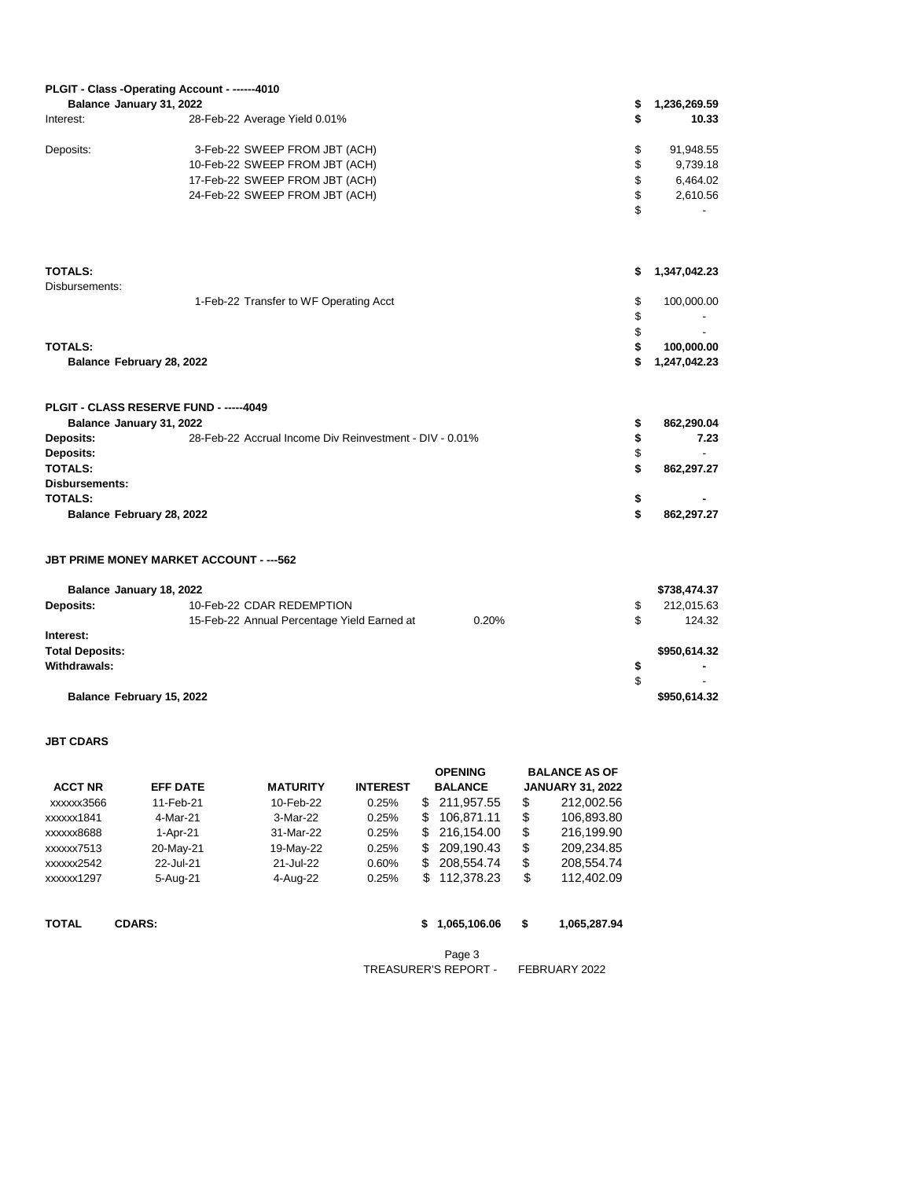## PLGIT - Class -Operating Account - ------4010

| | | | |
|---|---|---|---|
| **Balance January 31, 2022** | | | **$ 1,236,269.59** |
| Interest: | 28-Feb-22 | Average Yield 0.01% | **$ 10.33** |
| Deposits: | 3-Feb-22 | SWEEP FROM JBT (ACH) | $ 91,948.55 |
| | 10-Feb-22 | SWEEP FROM JBT (ACH) | $ 9,739.18 |
| | 17-Feb-22 | SWEEP FROM JBT (ACH) | $ 6,464.02 |
| | 24-Feb-22 | SWEEP FROM JBT (ACH) | $ 2,610.56 |
| | | | $ - |
| **TOTALS:** | | | **$ 1,347,042.23** |
| Disbursements: | | | |
| | 1-Feb-22 | Transfer to WF Operating Acct | $ 100,000.00 |
| | | | $ - |
| | | | $ - |
| **TOTALS:** | | | **$ 100,000.00** |
| **Balance February 28, 2022** | | | **$ 1,247,042.23** |

## PLGIT - CLASS RESERVE FUND - -----4049

| | | | |
|---|---|---|---|
| **Balance January 31, 2022** | | | **$ 862,290.04** |
| **Deposits:** | 28-Feb-22 | Accrual Income Div Reinvestment - DIV - 0.01% | **$ 7.23** |
| **Deposits:** | | | $ - |
| **TOTALS:** | | | **$ 862,297.27** |
| **Disbursements:** | | | |
| **TOTALS:** | | | **$ -** |
| **Balance February 28, 2022** | | | **$ 862,297.27** |

## JBT PRIME MONEY MARKET ACCOUNT - ---562

| | | | | |
|---|---|---|---|---|
| **Balance January 18, 2022** | | | | **$738,474.37** |
| **Deposits:** | 10-Feb-22 | CDAR REDEMPTION | | $ 212,015.63 |
| | 15-Feb-22 | Annual Percentage Yield Earned at | 0.20% | $ 124.32 |
| **Interest:** | | | | |
| **Total Deposits:** | | | | **$950,614.32** |
| **Withdrawals:** | | | | **$ -** |
| | | | | $ - |
| **Balance February 15, 2022** | | | | **$950,614.32** |

## JBT CDARS

| ACCT NR | EFF DATE | MATURITY | INTEREST | OPENING BALANCE | BALANCE AS OF JANUARY 31, 2022 |
|---|---|---|---|---|---|
| xxxxxx3566 | 11-Feb-21 | 10-Feb-22 | 0.25% | $ 211,957.55 | $ 212,002.56 |
| xxxxxx1841 | 4-Mar-21 | 3-Mar-22 | 0.25% | $ 106,871.11 | $ 106,893.80 |
| xxxxxx8688 | 1-Apr-21 | 31-Mar-22 | 0.25% | $ 216,154.00 | $ 216,199.90 |
| xxxxxx7513 | 20-May-21 | 19-May-22 | 0.25% | $ 209,190.43 | $ 209,234.85 |
| xxxxxx2542 | 22-Jul-21 | 21-Jul-22 | 0.60% | $ 208,554.74 | $ 208,554.74 |
| xxxxxx1297 | 5-Aug-21 | 4-Aug-22 | 0.25% | $ 112,378.23 | $ 112,402.09 |
| **TOTAL** | **CDARS:** | | | **$ 1,065,106.06** | **$ 1,065,287.94** |